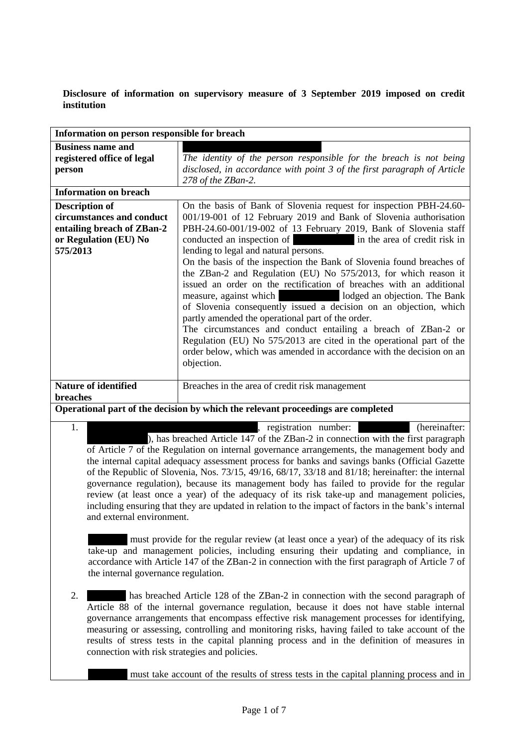**Disclosure of information on supervisory measure of 3 September 2019 imposed on credit institution**

| Information on person responsible for breach | |
|---|---|
| **Business name and registered office of legal person** | *The identity of the person responsible for the breach is not being disclosed, in accordance with point 3 of the first paragraph of Article 278 of the ZBan-2.* |
| **Information on breach** | |
| **Description of circumstances and conduct entailing breach of ZBan-2 or Regulation (EU) No 575/2013** | On the basis of Bank of Slovenia request for inspection PBH-24.60-001/19-001 of 12 February 2019 and Bank of Slovenia authorisation PBH-24.60-001/19-002 of 13 February 2019, Bank of Slovenia staff conducted an inspection of in the area of credit risk in lending to legal and natural persons. On the basis of the inspection the Bank of Slovenia found breaches of the ZBan-2 and Regulation (EU) No 575/2013, for which reason it issued an order on the rectification of breaches with an additional measure, against which lodged an objection. The Bank of Slovenia consequently issued a decision on an objection, which partly amended the operational part of the order. The circumstances and conduct entailing a breach of ZBan-2 or Regulation (EU) No 575/2013 are cited in the operational part of the order below, which was amended in accordance with the decision on an objection. |
| **Nature of identified breaches** | Breaches in the area of credit risk management |

**Operational part of the decision by which the relevant proceedings are completed**

1. , registration number: (hereinafter: ), has breached Article 147 of the ZBan-2 in connection with the first paragraph of Article 7 of the Regulation on internal governance arrangements, the management body and the internal capital adequacy assessment process for banks and savings banks (Official Gazette of the Republic of Slovenia, Nos. 73/15, 49/16, 68/17, 33/18 and 81/18; hereinafter: the internal governance regulation), because its management body has failed to provide for the regular review (at least once a year) of the adequacy of its risk take-up and management policies, including ensuring that they are updated in relation to the impact of factors in the bank's internal and external environment.

   must provide for the regular review (at least once a year) of the adequacy of its risk take-up and management policies, including ensuring their updating and compliance, in accordance with Article 147 of the ZBan-2 in connection with the first paragraph of Article 7 of the internal governance regulation.

2. has breached Article 128 of the ZBan-2 in connection with the second paragraph of Article 88 of the internal governance regulation, because it does not have stable internal governance arrangements that encompass effective risk management processes for identifying, measuring or assessing, controlling and monitoring risks, having failed to take account of the results of stress tests in the capital planning process and in the definition of measures in connection with risk strategies and policies.

   must take account of the results of stress tests in the capital planning process and in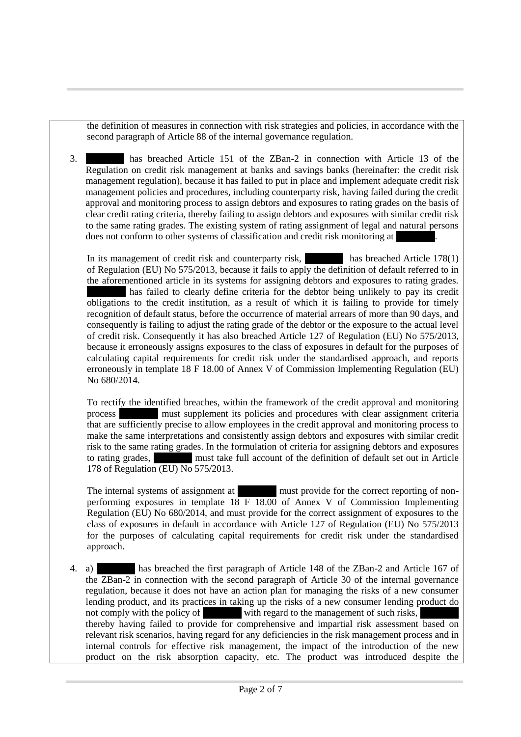the definition of measures in connection with risk strategies and policies, in accordance with the second paragraph of Article 88 of the internal governance regulation.

3. ███████ has breached Article 151 of the ZBan-2 in connection with Article 13 of the Regulation on credit risk management at banks and savings banks (hereinafter: the credit risk management regulation), because it has failed to put in place and implement adequate credit risk management policies and procedures, including counterparty risk, having failed during the credit approval and monitoring process to assign debtors and exposures to rating grades on the basis of clear credit rating criteria, thereby failing to assign debtors and exposures with similar credit risk to the same rating grades. The existing system of rating assignment of legal and natural persons does not conform to other systems of classification and credit risk monitoring at ███████.

   In its management of credit risk and counterparty risk, ███████ has breached Article 178(1) of Regulation (EU) No 575/2013, because it fails to apply the definition of default referred to in the aforementioned article in its systems for assigning debtors and exposures to rating grades. ███████ has failed to clearly define criteria for the debtor being unlikely to pay its credit obligations to the credit institution, as a result of which it is failing to provide for timely recognition of default status, before the occurrence of material arrears of more than 90 days, and consequently is failing to adjust the rating grade of the debtor or the exposure to the actual level of credit risk. Consequently it has also breached Article 127 of Regulation (EU) No 575/2013, because it erroneously assigns exposures to the class of exposures in default for the purposes of calculating capital requirements for credit risk under the standardised approach, and reports erroneously in template 18 F 18.00 of Annex V of Commission Implementing Regulation (EU) No 680/2014.

   To rectify the identified breaches, within the framework of the credit approval and monitoring process ███████ must supplement its policies and procedures with clear assignment criteria that are sufficiently precise to allow employees in the credit approval and monitoring process to make the same interpretations and consistently assign debtors and exposures with similar credit risk to the same rating grades. In the formulation of criteria for assigning debtors and exposures to rating grades, ███████ must take full account of the definition of default set out in Article 178 of Regulation (EU) No 575/2013.

   The internal systems of assignment at ███████ must provide for the correct reporting of non-performing exposures in template 18 F 18.00 of Annex V of Commission Implementing Regulation (EU) No 680/2014, and must provide for the correct assignment of exposures to the class of exposures in default in accordance with Article 127 of Regulation (EU) No 575/2013 for the purposes of calculating capital requirements for credit risk under the standardised approach.

4. a) ███████ has breached the first paragraph of Article 148 of the ZBan-2 and Article 167 of the ZBan-2 in connection with the second paragraph of Article 30 of the internal governance regulation, because it does not have an action plan for managing the risks of a new consumer lending product, and its practices in taking up the risks of a new consumer lending product do not comply with the policy of ███████ with regard to the management of such risks, ███████ thereby having failed to provide for comprehensive and impartial risk assessment based on relevant risk scenarios, having regard for any deficiencies in the risk management process and in internal controls for effective risk management, the impact of the introduction of the new product on the risk absorption capacity, etc. The product was introduced despite the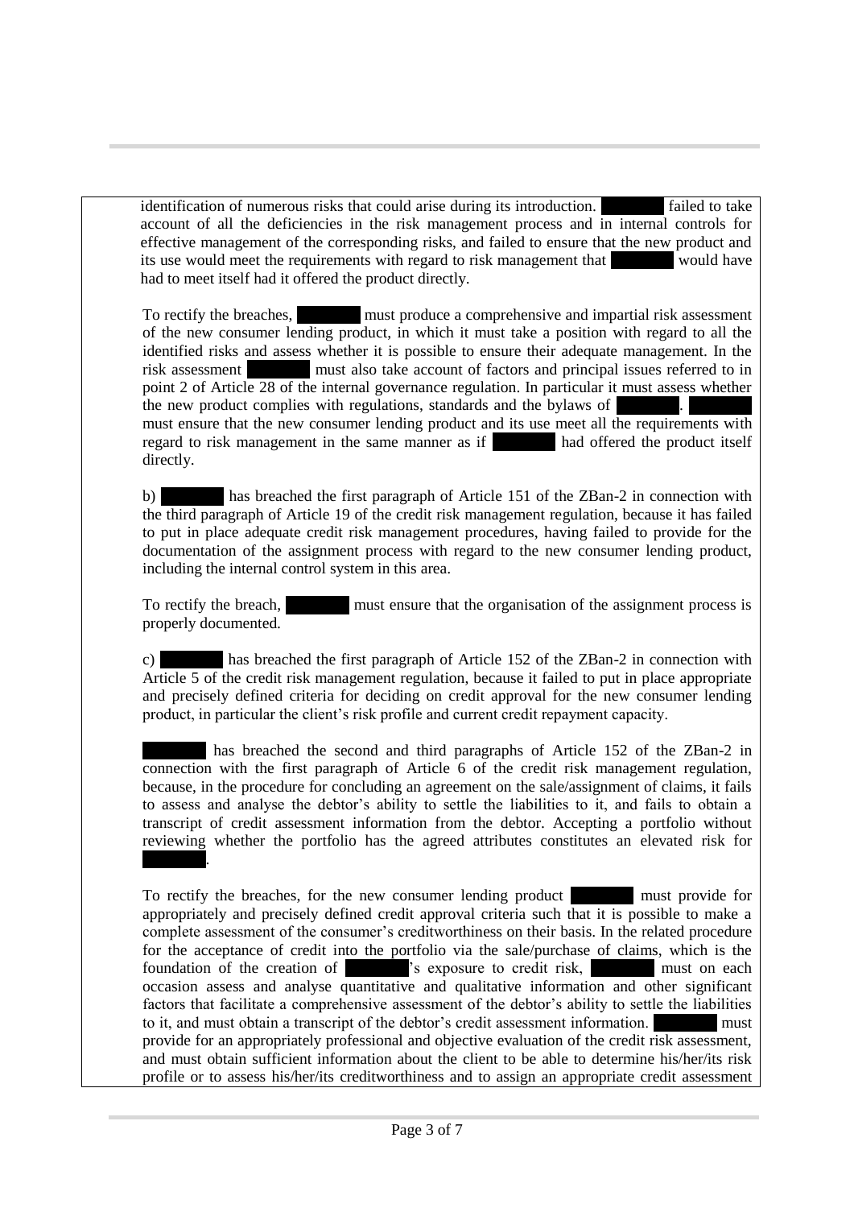identification of numerous risks that could arise during its introduction. ██████ failed to take account of all the deficiencies in the risk management process and in internal controls for effective management of the corresponding risks, and failed to ensure that the new product and its use would meet the requirements with regard to risk management that ██████ would have had to meet itself had it offered the product directly.

To rectify the breaches, ██████ must produce a comprehensive and impartial risk assessment of the new consumer lending product, in which it must take a position with regard to all the identified risks and assess whether it is possible to ensure their adequate management. In the risk assessment ██████ must also take account of factors and principal issues referred to in point 2 of Article 28 of the internal governance regulation. In particular it must assess whether the new product complies with regulations, standards and the bylaws of ██████. ██████ must ensure that the new consumer lending product and its use meet all the requirements with regard to risk management in the same manner as if ██████ had offered the product itself directly.

b) ██████ has breached the first paragraph of Article 151 of the ZBan-2 in connection with the third paragraph of Article 19 of the credit risk management regulation, because it has failed to put in place adequate credit risk management procedures, having failed to provide for the documentation of the assignment process with regard to the new consumer lending product, including the internal control system in this area.

To rectify the breach, ██████ must ensure that the organisation of the assignment process is properly documented.

c) ██████ has breached the first paragraph of Article 152 of the ZBan-2 in connection with Article 5 of the credit risk management regulation, because it failed to put in place appropriate and precisely defined criteria for deciding on credit approval for the new consumer lending product, in particular the client's risk profile and current credit repayment capacity.

██████ has breached the second and third paragraphs of Article 152 of the ZBan-2 in connection with the first paragraph of Article 6 of the credit risk management regulation, because, in the procedure for concluding an agreement on the sale/assignment of claims, it fails to assess and analyse the debtor's ability to settle the liabilities to it, and fails to obtain a transcript of credit assessment information from the debtor. Accepting a portfolio without reviewing whether the portfolio has the agreed attributes constitutes an elevated risk for ██████.

To rectify the breaches, for the new consumer lending product ██████ must provide for appropriately and precisely defined credit approval criteria such that it is possible to make a complete assessment of the consumer's creditworthiness on their basis. In the related procedure for the acceptance of credit into the portfolio via the sale/purchase of claims, which is the foundation of the creation of ██████'s exposure to credit risk, ██████ must on each occasion assess and analyse quantitative and qualitative information and other significant factors that facilitate a comprehensive assessment of the debtor's ability to settle the liabilities to it, and must obtain a transcript of the debtor's credit assessment information. ██████ must provide for an appropriately professional and objective evaluation of the credit risk assessment, and must obtain sufficient information about the client to be able to determine his/her/its risk profile or to assess his/her/its creditworthiness and to assign an appropriate credit assessment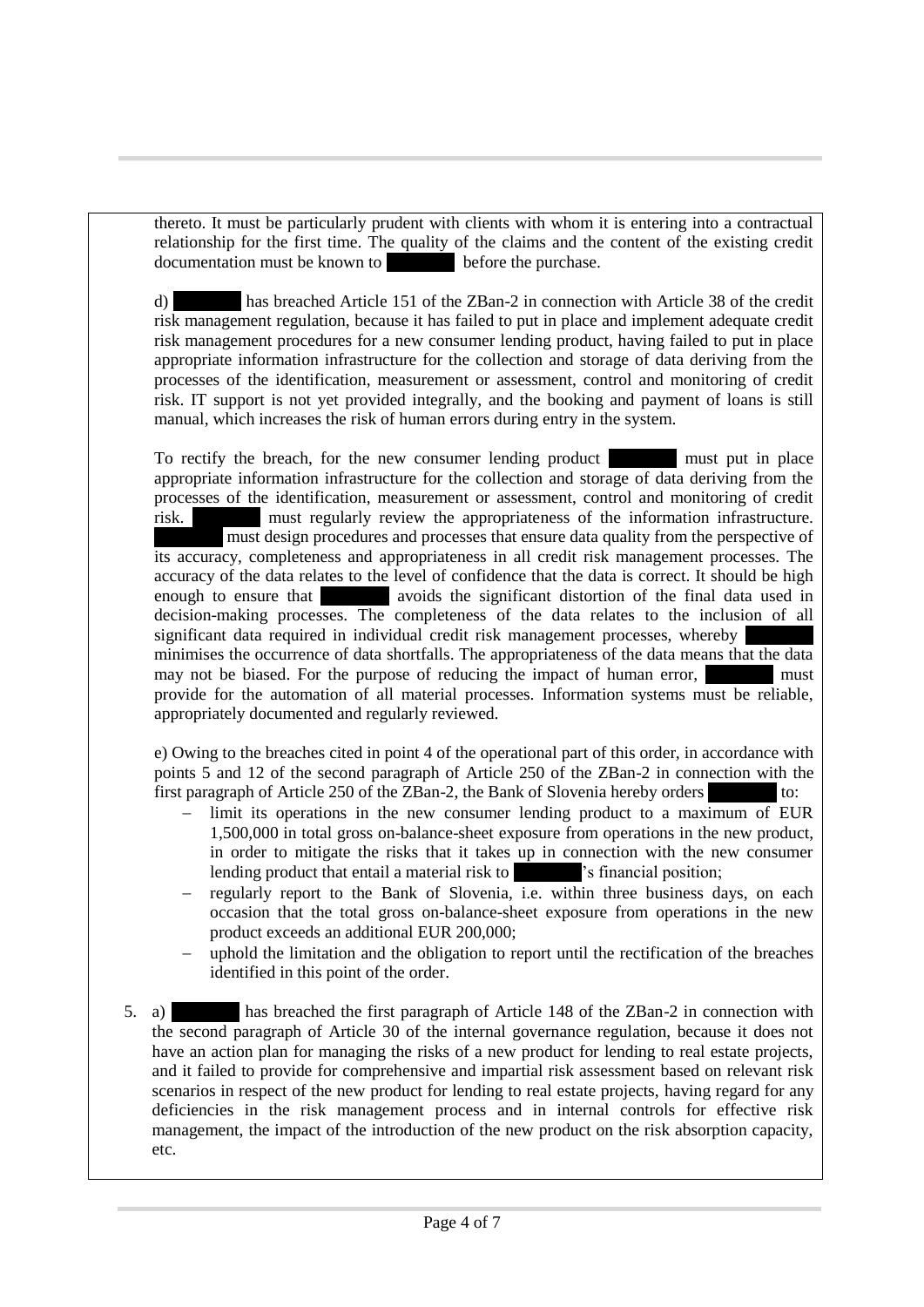thereto. It must be particularly prudent with clients with whom it is entering into a contractual relationship for the first time. The quality of the claims and the content of the existing credit documentation must be known to [redacted] before the purchase.

d) [redacted] has breached Article 151 of the ZBan-2 in connection with Article 38 of the credit risk management regulation, because it has failed to put in place and implement adequate credit risk management procedures for a new consumer lending product, having failed to put in place appropriate information infrastructure for the collection and storage of data deriving from the processes of the identification, measurement or assessment, control and monitoring of credit risk. IT support is not yet provided integrally, and the booking and payment of loans is still manual, which increases the risk of human errors during entry in the system.

To rectify the breach, for the new consumer lending product [redacted] must put in place appropriate information infrastructure for the collection and storage of data deriving from the processes of the identification, measurement or assessment, control and monitoring of credit risk. [redacted] must regularly review the appropriateness of the information infrastructure. [redacted] must design procedures and processes that ensure data quality from the perspective of its accuracy, completeness and appropriateness in all credit risk management processes. The accuracy of the data relates to the level of confidence that the data is correct. It should be high enough to ensure that [redacted] avoids the significant distortion of the final data used in decision-making processes. The completeness of the data relates to the inclusion of all significant data required in individual credit risk management processes, whereby [redacted] minimises the occurrence of data shortfalls. The appropriateness of the data means that the data may not be biased. For the purpose of reducing the impact of human error, [redacted] must provide for the automation of all material processes. Information systems must be reliable, appropriately documented and regularly reviewed.

e) Owing to the breaches cited in point 4 of the operational part of this order, in accordance with points 5 and 12 of the second paragraph of Article 250 of the ZBan-2 in connection with the first paragraph of Article 250 of the ZBan-2, the Bank of Slovenia hereby orders [redacted] to:

- limit its operations in the new consumer lending product to a maximum of EUR 1,500,000 in total gross on-balance-sheet exposure from operations in the new product, in order to mitigate the risks that it takes up in connection with the new consumer lending product that entail a material risk to [redacted]'s financial position;
- regularly report to the Bank of Slovenia, i.e. within three business days, on each occasion that the total gross on-balance-sheet exposure from operations in the new product exceeds an additional EUR 200,000;
- uphold the limitation and the obligation to report until the rectification of the breaches identified in this point of the order.

5. a) [redacted] has breached the first paragraph of Article 148 of the ZBan-2 in connection with the second paragraph of Article 30 of the internal governance regulation, because it does not have an action plan for managing the risks of a new product for lending to real estate projects, and it failed to provide for comprehensive and impartial risk assessment based on relevant risk scenarios in respect of the new product for lending to real estate projects, having regard for any deficiencies in the risk management process and in internal controls for effective risk management, the impact of the introduction of the new product on the risk absorption capacity, etc.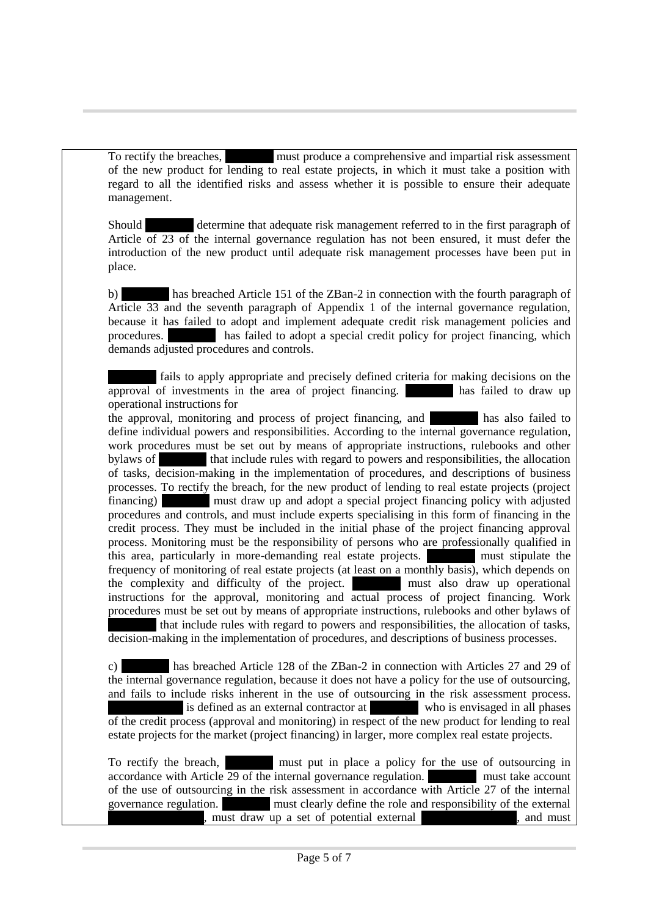To rectify the breaches, ██████ must produce a comprehensive and impartial risk assessment of the new product for lending to real estate projects, in which it must take a position with regard to all the identified risks and assess whether it is possible to ensure their adequate management.

Should ██████ determine that adequate risk management referred to in the first paragraph of Article of 23 of the internal governance regulation has not been ensured, it must defer the introduction of the new product until adequate risk management processes have been put in place.

b) ██████ has breached Article 151 of the ZBan-2 in connection with the fourth paragraph of Article 33 and the seventh paragraph of Appendix 1 of the internal governance regulation, because it has failed to adopt and implement adequate credit risk management policies and procedures. ██████ has failed to adopt a special credit policy for project financing, which demands adjusted procedures and controls.

██████ fails to apply appropriate and precisely defined criteria for making decisions on the approval of investments in the area of project financing. ██████ has failed to draw up operational instructions for the approval, monitoring and process of project financing, and ██████ has also failed to define individual powers and responsibilities. According to the internal governance regulation, work procedures must be set out by means of appropriate instructions, rulebooks and other bylaws of ██████ that include rules with regard to powers and responsibilities, the allocation of tasks, decision-making in the implementation of procedures, and descriptions of business processes. To rectify the breach, for the new product of lending to real estate projects (project financing) ██████ must draw up and adopt a special project financing policy with adjusted procedures and controls, and must include experts specialising in this form of financing in the credit process. They must be included in the initial phase of the project financing approval process. Monitoring must be the responsibility of persons who are professionally qualified in this area, particularly in more-demanding real estate projects. ██████ must stipulate the frequency of monitoring of real estate projects (at least on a monthly basis), which depends on the complexity and difficulty of the project. ██████ must also draw up operational instructions for the approval, monitoring and actual process of project financing. Work procedures must be set out by means of appropriate instructions, rulebooks and other bylaws of ██████ that include rules with regard to powers and responsibilities, the allocation of tasks, decision-making in the implementation of procedures, and descriptions of business processes.

c) ██████ has breached Article 128 of the ZBan-2 in connection with Articles 27 and 29 of the internal governance regulation, because it does not have a policy for the use of outsourcing, and fails to include risks inherent in the use of outsourcing in the risk assessment process. ██████████ is defined as an external contractor at ██████ who is envisaged in all phases of the credit process (approval and monitoring) in respect of the new product for lending to real estate projects for the market (project financing) in larger, more complex real estate projects.

To rectify the breach, ██████ must put in place a policy for the use of outsourcing in accordance with Article 29 of the internal governance regulation. ██████ must take account of the use of outsourcing in the risk assessment in accordance with Article 27 of the internal governance regulation. ██████ must clearly define the role and responsibility of the external ██████████, must draw up a set of potential external ██████████, and must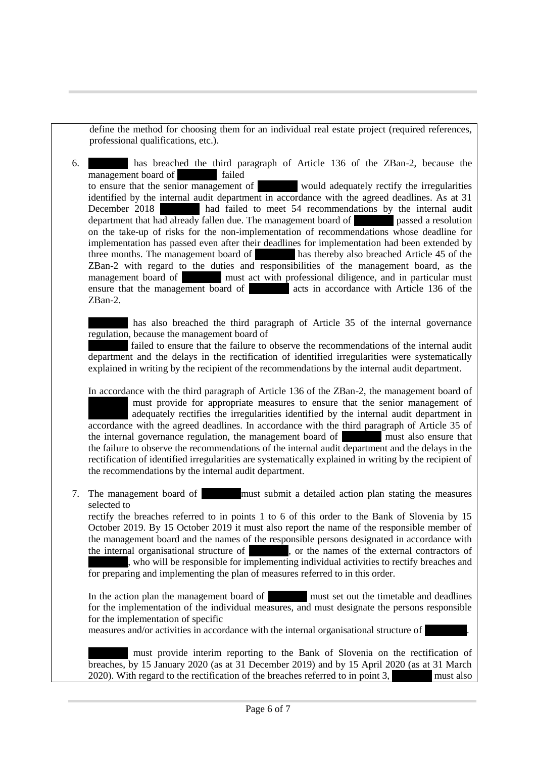define the method for choosing them for an individual real estate project (required references, professional qualifications, etc.).

6. ████ has breached the third paragraph of Article 136 of the ZBan-2, because the management board of ████ failed to ensure that the senior management of ████ would adequately rectify the irregularities identified by the internal audit department in accordance with the agreed deadlines. As at 31 December 2018 ████ had failed to meet 54 recommendations by the internal audit department that had already fallen due. The management board of ████ passed a resolution on the take-up of risks for the non-implementation of recommendations whose deadline for implementation has passed even after their deadlines for implementation had been extended by three months. The management board of ████ has thereby also breached Article 45 of the ZBan-2 with regard to the duties and responsibilities of the management board, as the management board of ████ must act with professional diligence, and in particular must ensure that the management board of ████ acts in accordance with Article 136 of the ZBan-2.

   ████ has also breached the third paragraph of Article 35 of the internal governance regulation, because the management board of ████ failed to ensure that the failure to observe the recommendations of the internal audit department and the delays in the rectification of identified irregularities were systematically explained in writing by the recipient of the recommendations by the internal audit department.

   In accordance with the third paragraph of Article 136 of the ZBan-2, the management board of ████ must provide for appropriate measures to ensure that the senior management of ████ adequately rectifies the irregularities identified by the internal audit department in accordance with the agreed deadlines. In accordance with the third paragraph of Article 35 of the internal governance regulation, the management board of ████ must also ensure that the failure to observe the recommendations of the internal audit department and the delays in the rectification of identified irregularities are systematically explained in writing by the recipient of the recommendations by the internal audit department.

7. The management board of ████ must submit a detailed action plan stating the measures selected to rectify the breaches referred to in points 1 to 6 of this order to the Bank of Slovenia by 15 October 2019. By 15 October 2019 it must also report the name of the responsible member of the management board and the names of the responsible persons designated in accordance with the internal organisational structure of ████, or the names of the external contractors of ████, who will be responsible for implementing individual activities to rectify breaches and for preparing and implementing the plan of measures referred to in this order.

   In the action plan the management board of ████ must set out the timetable and deadlines for the implementation of the individual measures, and must designate the persons responsible for the implementation of specific measures and/or activities in accordance with the internal organisational structure of ████.

   ████ must provide interim reporting to the Bank of Slovenia on the rectification of breaches, by 15 January 2020 (as at 31 December 2019) and by 15 April 2020 (as at 31 March 2020). With regard to the rectification of the breaches referred to in point 3, ████ must also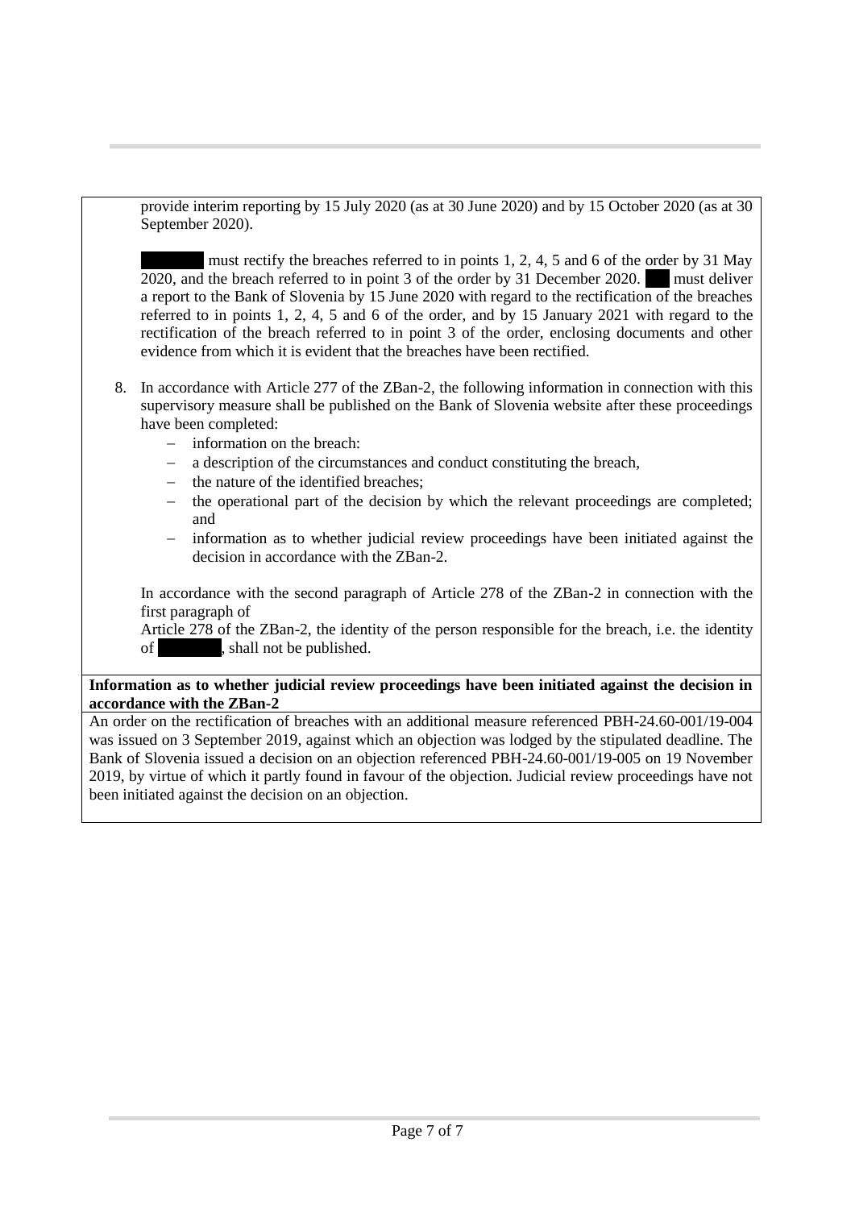provide interim reporting by 15 July 2020 (as at 30 June 2020) and by 15 October 2020 (as at 30 September 2020).

█████ must rectify the breaches referred to in points 1, 2, 4, 5 and 6 of the order by 31 May 2020, and the breach referred to in point 3 of the order by 31 December 2020. ██ must deliver a report to the Bank of Slovenia by 15 June 2020 with regard to the rectification of the breaches referred to in points 1, 2, 4, 5 and 6 of the order, and by 15 January 2021 with regard to the rectification of the breach referred to in point 3 of the order, enclosing documents and other evidence from which it is evident that the breaches have been rectified.

8. In accordance with Article 277 of the ZBan-2, the following information in connection with this supervisory measure shall be published on the Bank of Slovenia website after these proceedings have been completed:
   - information on the breach:
   - a description of the circumstances and conduct constituting the breach,
   - the nature of the identified breaches;
   - the operational part of the decision by which the relevant proceedings are completed; and
   - information as to whether judicial review proceedings have been initiated against the decision in accordance with the ZBan-2.

   In accordance with the second paragraph of Article 278 of the ZBan-2 in connection with the first paragraph of Article 278 of the ZBan-2, the identity of the person responsible for the breach, i.e. the identity of █████, shall not be published.

**Information as to whether judicial review proceedings have been initiated against the decision in accordance with the ZBan-2**

An order on the rectification of breaches with an additional measure referenced PBH-24.60-001/19-004 was issued on 3 September 2019, against which an objection was lodged by the stipulated deadline. The Bank of Slovenia issued a decision on an objection referenced PBH-24.60-001/19-005 on 19 November 2019, by virtue of which it partly found in favour of the objection. Judicial review proceedings have not been initiated against the decision on an objection.